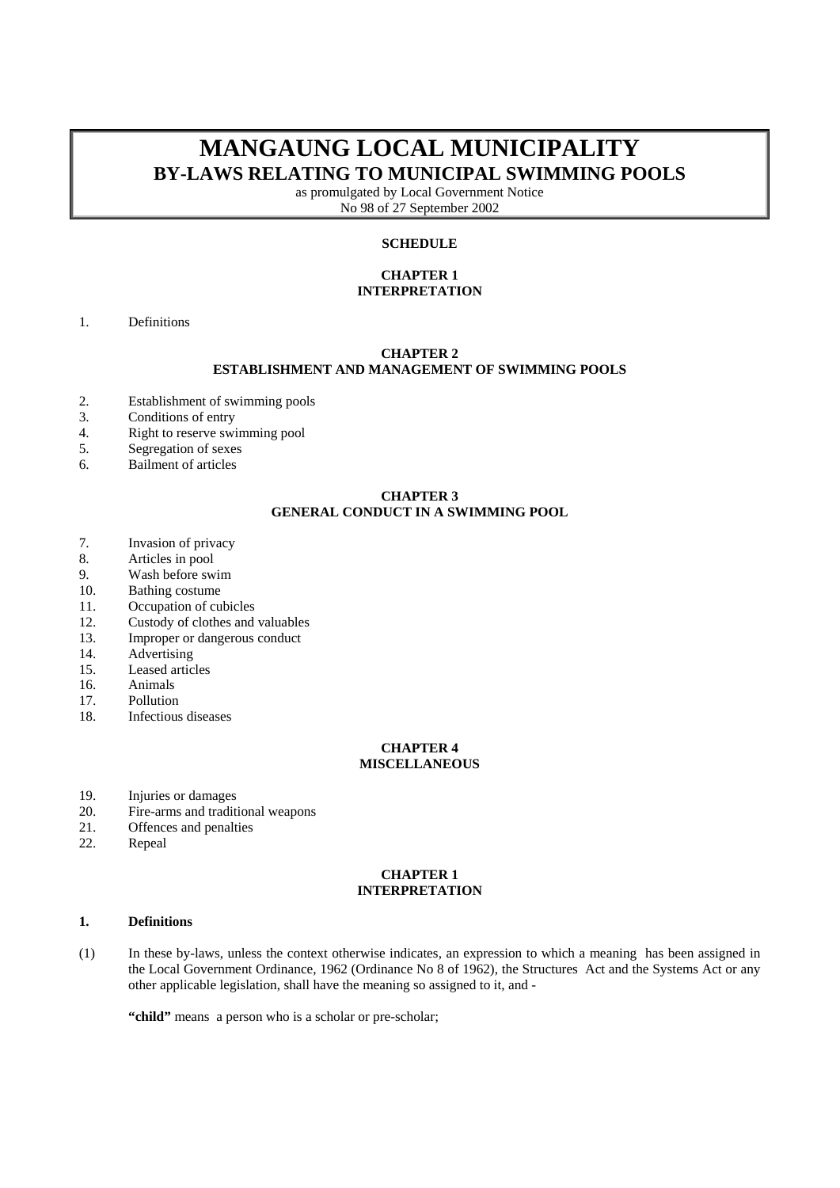# MANGAUNG LOCAL MUNICIPALITY
## BY-LAWS RELATING TO MUNICIPAL SWIMMING POOLS

as promulgated by Local Government Notice
No 98 of 27 September 2002

**SCHEDULE**

**CHAPTER 1**
**INTERPRETATION**

1. Definitions

**CHAPTER 2**
**ESTABLISHMENT AND MANAGEMENT OF SWIMMING POOLS**

2. Establishment of swimming pools
3. Conditions of entry
4. Right to reserve swimming pool
5. Segregation of sexes
6. Bailment of articles

**CHAPTER 3**
**GENERAL CONDUCT IN A SWIMMING POOL**

7. Invasion of privacy
8. Articles in pool
9. Wash before swim
10. Bathing costume
11. Occupation of cubicles
12. Custody of clothes and valuables
13. Improper or dangerous conduct
14. Advertising
15. Leased articles
16. Animals
17. Pollution
18. Infectious diseases

**CHAPTER 4**
**MISCELLANEOUS**

19. Injuries or damages
20. Fire-arms and traditional weapons
21. Offences and penalties
22. Repeal

**CHAPTER 1**
**INTERPRETATION**

**1. Definitions**

(1) In these by-laws, unless the context otherwise indicates, an expression to which a meaning has been assigned in the Local Government Ordinance, 1962 (Ordinance No 8 of 1962), the Structures Act and the Systems Act or any other applicable legislation, shall have the meaning so assigned to it, and -

**"child"** means a person who is a scholar or pre-scholar;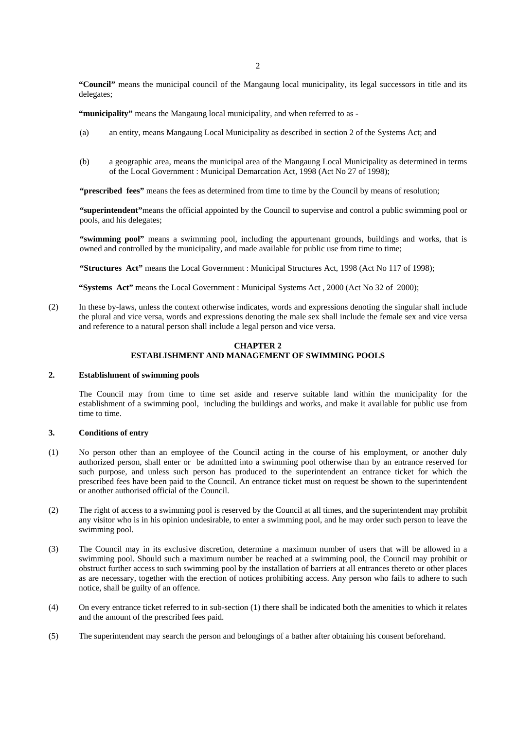**"Council"** means the municipal council of the Mangaung local municipality, its legal successors in title and its delegates;

**"municipality"** means the Mangaung local municipality, and when referred to as -

(a) an entity, means Mangaung Local Municipality as described in section 2 of the Systems Act; and

(b) a geographic area, means the municipal area of the Mangaung Local Municipality as determined in terms of the Local Government : Municipal Demarcation Act, 1998 (Act No 27 of 1998);

**"prescribed fees"** means the fees as determined from time to time by the Council by means of resolution;

**"superintendent"** means the official appointed by the Council to supervise and control a public swimming pool or pools, and his delegates;

**"swimming pool"** means a swimming pool, including the appurtenant grounds, buildings and works, that is owned and controlled by the municipality, and made available for public use from time to time;

**"Structures Act"** means the Local Government : Municipal Structures Act, 1998 (Act No 117 of 1998);

**"Systems Act"** means the Local Government : Municipal Systems Act , 2000 (Act No 32 of 2000);

(2) In these by-laws, unless the context otherwise indicates, words and expressions denoting the singular shall include the plural and vice versa, words and expressions denoting the male sex shall include the female sex and vice versa and reference to a natural person shall include a legal person and vice versa.

## CHAPTER 2
## ESTABLISHMENT AND MANAGEMENT OF SWIMMING POOLS

### 2. Establishment of swimming pools

The Council may from time to time set aside and reserve suitable land within the municipality for the establishment of a swimming pool, including the buildings and works, and make it available for public use from time to time.

### 3. Conditions of entry

(1) No person other than an employee of the Council acting in the course of his employment, or another duly authorized person, shall enter or be admitted into a swimming pool otherwise than by an entrance reserved for such purpose, and unless such person has produced to the superintendent an entrance ticket for which the prescribed fees have been paid to the Council. An entrance ticket must on request be shown to the superintendent or another authorised official of the Council.

(2) The right of access to a swimming pool is reserved by the Council at all times, and the superintendent may prohibit any visitor who is in his opinion undesirable, to enter a swimming pool, and he may order such person to leave the swimming pool.

(3) The Council may in its exclusive discretion, determine a maximum number of users that will be allowed in a swimming pool. Should such a maximum number be reached at a swimming pool, the Council may prohibit or obstruct further access to such swimming pool by the installation of barriers at all entrances thereto or other places as are necessary, together with the erection of notices prohibiting access. Any person who fails to adhere to such notice, shall be guilty of an offence.

(4) On every entrance ticket referred to in sub-section (1) there shall be indicated both the amenities to which it relates and the amount of the prescribed fees paid.

(5) The superintendent may search the person and belongings of a bather after obtaining his consent beforehand.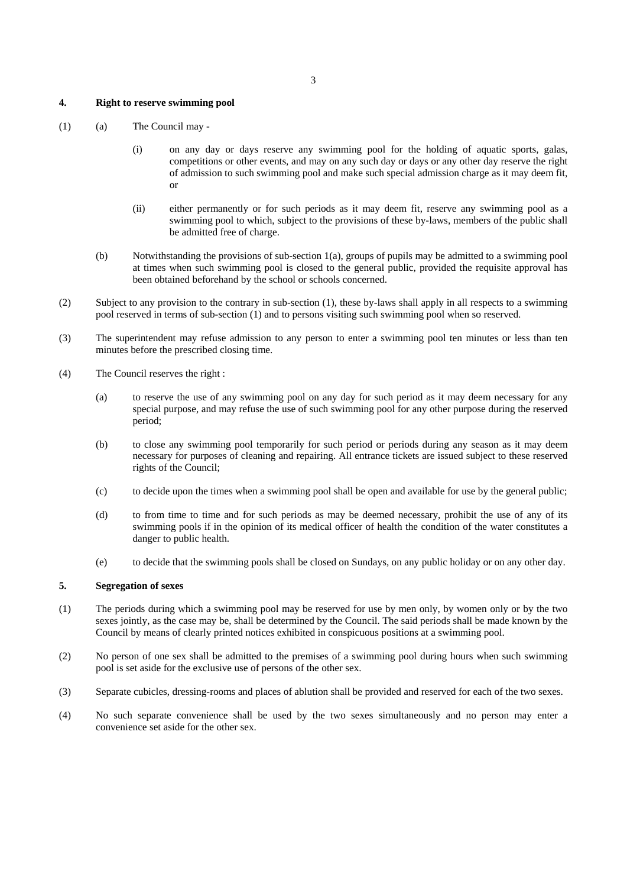### 4. Right to reserve swimming pool

(1) (a) The Council may -

(i) on any day or days reserve any swimming pool for the holding of aquatic sports, galas, competitions or other events, and may on any such day or days or any other day reserve the right of admission to such swimming pool and make such special admission charge as it may deem fit, or

(ii) either permanently or for such periods as it may deem fit, reserve any swimming pool as a swimming pool to which, subject to the provisions of these by-laws, members of the public shall be admitted free of charge.

(b) Notwithstanding the provisions of sub-section 1(a), groups of pupils may be admitted to a swimming pool at times when such swimming pool is closed to the general public, provided the requisite approval has been obtained beforehand by the school or schools concerned.

(2) Subject to any provision to the contrary in sub-section (1), these by-laws shall apply in all respects to a swimming pool reserved in terms of sub-section (1) and to persons visiting such swimming pool when so reserved.

(3) The superintendent may refuse admission to any person to enter a swimming pool ten minutes or less than ten minutes before the prescribed closing time.

(4) The Council reserves the right :

(a) to reserve the use of any swimming pool on any day for such period as it may deem necessary for any special purpose, and may refuse the use of such swimming pool for any other purpose during the reserved period;

(b) to close any swimming pool temporarily for such period or periods during any season as it may deem necessary for purposes of cleaning and repairing. All entrance tickets are issued subject to these reserved rights of the Council;

(c) to decide upon the times when a swimming pool shall be open and available for use by the general public;

(d) to from time to time and for such periods as may be deemed necessary, prohibit the use of any of its swimming pools if in the opinion of its medical officer of health the condition of the water constitutes a danger to public health.

(e) to decide that the swimming pools shall be closed on Sundays, on any public holiday or on any other day.

### 5. Segregation of sexes

(1) The periods during which a swimming pool may be reserved for use by men only, by women only or by the two sexes jointly, as the case may be, shall be determined by the Council. The said periods shall be made known by the Council by means of clearly printed notices exhibited in conspicuous positions at a swimming pool.

(2) No person of one sex shall be admitted to the premises of a swimming pool during hours when such swimming pool is set aside for the exclusive use of persons of the other sex.

(3) Separate cubicles, dressing-rooms and places of ablution shall be provided and reserved for each of the two sexes.

(4) No such separate convenience shall be used by the two sexes simultaneously and no person may enter a convenience set aside for the other sex.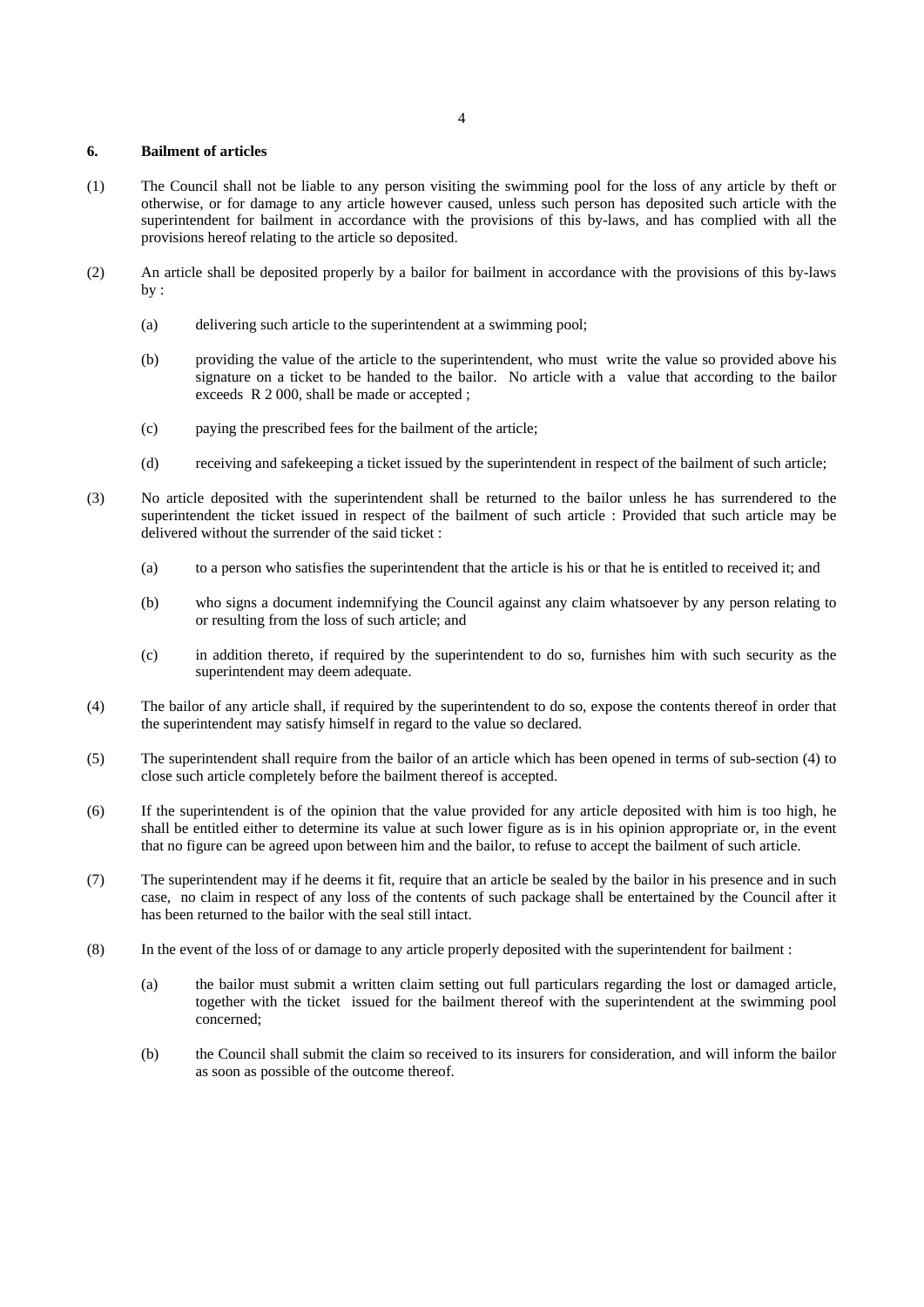### 6. Bailment of articles

(1) The Council shall not be liable to any person visiting the swimming pool for the loss of any article by theft or otherwise, or for damage to any article however caused, unless such person has deposited such article with the superintendent for bailment in accordance with the provisions of this by-laws, and has complied with all the provisions hereof relating to the article so deposited.

(2) An article shall be deposited properly by a bailor for bailment in accordance with the provisions of this by-laws by :

(a) delivering such article to the superintendent at a swimming pool;

(b) providing the value of the article to the superintendent, who must write the value so provided above his signature on a ticket to be handed to the bailor. No article with a value that according to the bailor exceeds R 2 000, shall be made or accepted ;

(c) paying the prescribed fees for the bailment of the article;

(d) receiving and safekeeping a ticket issued by the superintendent in respect of the bailment of such article;

(3) No article deposited with the superintendent shall be returned to the bailor unless he has surrendered to the superintendent the ticket issued in respect of the bailment of such article : Provided that such article may be delivered without the surrender of the said ticket :

(a) to a person who satisfies the superintendent that the article is his or that he is entitled to received it; and

(b) who signs a document indemnifying the Council against any claim whatsoever by any person relating to or resulting from the loss of such article; and

(c) in addition thereto, if required by the superintendent to do so, furnishes him with such security as the superintendent may deem adequate.

(4) The bailor of any article shall, if required by the superintendent to do so, expose the contents thereof in order that the superintendent may satisfy himself in regard to the value so declared.

(5) The superintendent shall require from the bailor of an article which has been opened in terms of sub-section (4) to close such article completely before the bailment thereof is accepted.

(6) If the superintendent is of the opinion that the value provided for any article deposited with him is too high, he shall be entitled either to determine its value at such lower figure as is in his opinion appropriate or, in the event that no figure can be agreed upon between him and the bailor, to refuse to accept the bailment of such article.

(7) The superintendent may if he deems it fit, require that an article be sealed by the bailor in his presence and in such case, no claim in respect of any loss of the contents of such package shall be entertained by the Council after it has been returned to the bailor with the seal still intact.

(8) In the event of the loss of or damage to any article properly deposited with the superintendent for bailment :

(a) the bailor must submit a written claim setting out full particulars regarding the lost or damaged article, together with the ticket issued for the bailment thereof with the superintendent at the swimming pool concerned;

(b) the Council shall submit the claim so received to its insurers for consideration, and will inform the bailor as soon as possible of the outcome thereof.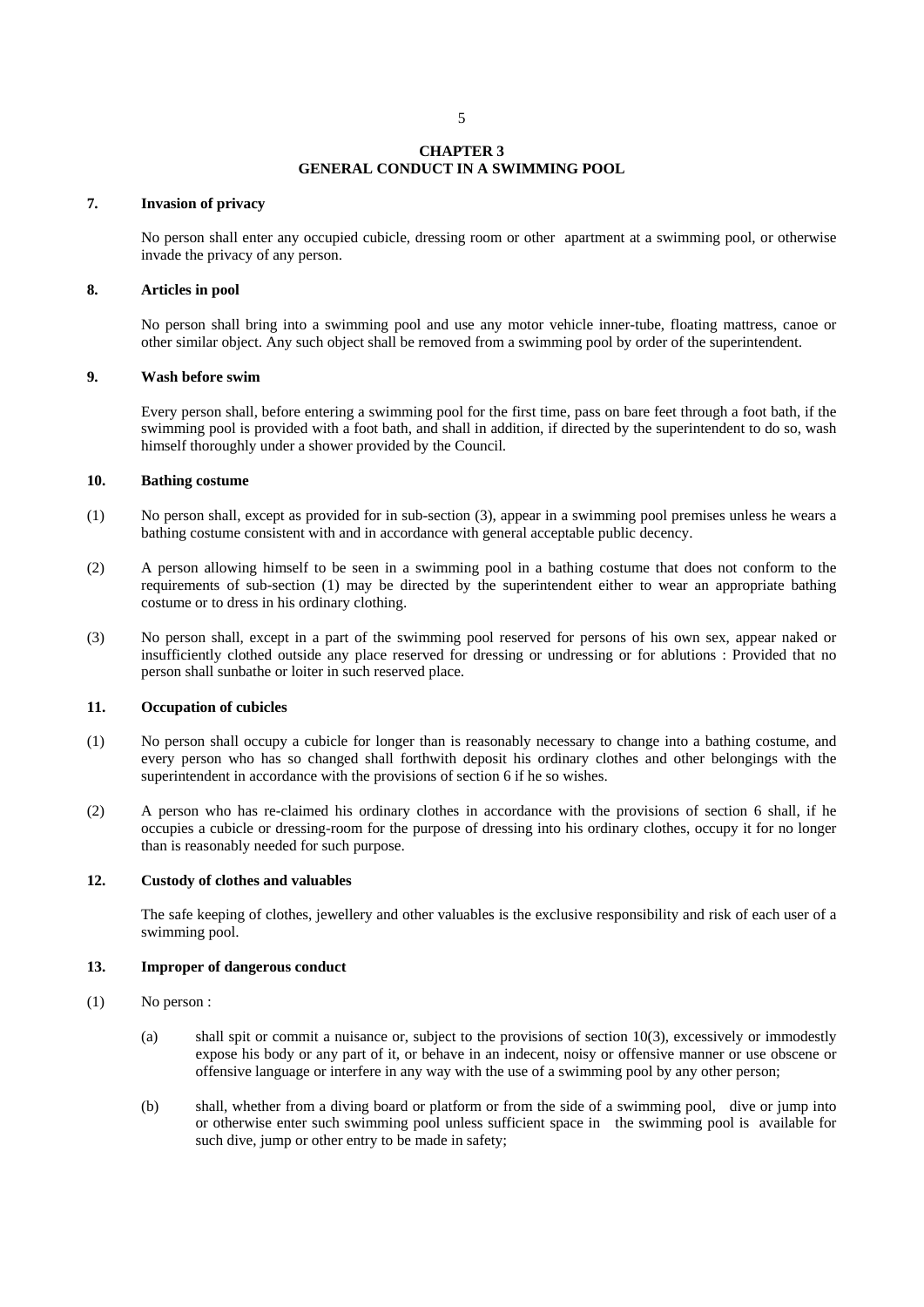## CHAPTER 3
## GENERAL CONDUCT IN A SWIMMING POOL

### 7. Invasion of privacy

No person shall enter any occupied cubicle, dressing room or other apartment at a swimming pool, or otherwise invade the privacy of any person.

### 8. Articles in pool

No person shall bring into a swimming pool and use any motor vehicle inner-tube, floating mattress, canoe or other similar object. Any such object shall be removed from a swimming pool by order of the superintendent.

### 9. Wash before swim

Every person shall, before entering a swimming pool for the first time, pass on bare feet through a foot bath, if the swimming pool is provided with a foot bath, and shall in addition, if directed by the superintendent to do so, wash himself thoroughly under a shower provided by the Council.

### 10. Bathing costume

(1) No person shall, except as provided for in sub-section (3), appear in a swimming pool premises unless he wears a bathing costume consistent with and in accordance with general acceptable public decency.

(2) A person allowing himself to be seen in a swimming pool in a bathing costume that does not conform to the requirements of sub-section (1) may be directed by the superintendent either to wear an appropriate bathing costume or to dress in his ordinary clothing.

(3) No person shall, except in a part of the swimming pool reserved for persons of his own sex, appear naked or insufficiently clothed outside any place reserved for dressing or undressing or for ablutions : Provided that no person shall sunbathe or loiter in such reserved place.

### 11. Occupation of cubicles

(1) No person shall occupy a cubicle for longer than is reasonably necessary to change into a bathing costume, and every person who has so changed shall forthwith deposit his ordinary clothes and other belongings with the superintendent in accordance with the provisions of section 6 if he so wishes.

(2) A person who has re-claimed his ordinary clothes in accordance with the provisions of section 6 shall, if he occupies a cubicle or dressing-room for the purpose of dressing into his ordinary clothes, occupy it for no longer than is reasonably needed for such purpose.

### 12. Custody of clothes and valuables

The safe keeping of clothes, jewellery and other valuables is the exclusive responsibility and risk of each user of a swimming pool.

### 13. Improper of dangerous conduct

(1) No person :

(a) shall spit or commit a nuisance or, subject to the provisions of section 10(3), excessively or immodestly expose his body or any part of it, or behave in an indecent, noisy or offensive manner or use obscene or offensive language or interfere in any way with the use of a swimming pool by any other person;

(b) shall, whether from a diving board or platform or from the side of a swimming pool, dive or jump into or otherwise enter such swimming pool unless sufficient space in the swimming pool is available for such dive, jump or other entry to be made in safety;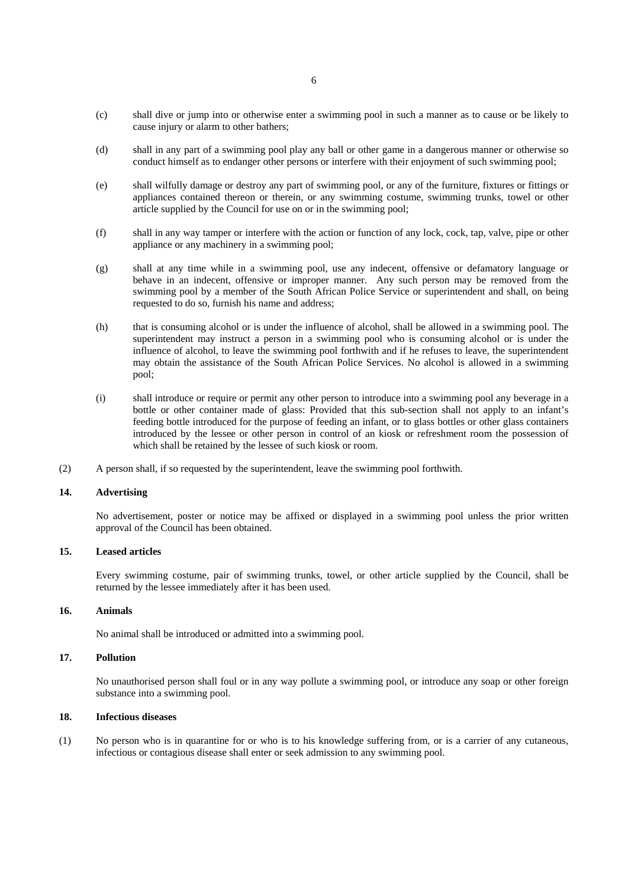(c) shall dive or jump into or otherwise enter a swimming pool in such a manner as to cause or be likely to cause injury or alarm to other bathers;

(d) shall in any part of a swimming pool play any ball or other game in a dangerous manner or otherwise so conduct himself as to endanger other persons or interfere with their enjoyment of such swimming pool;

(e) shall wilfully damage or destroy any part of swimming pool, or any of the furniture, fixtures or fittings or appliances contained thereon or therein, or any swimming costume, swimming trunks, towel or other article supplied by the Council for use on or in the swimming pool;

(f) shall in any way tamper or interfere with the action or function of any lock, cock, tap, valve, pipe or other appliance or any machinery in a swimming pool;

(g) shall at any time while in a swimming pool, use any indecent, offensive or defamatory language or behave in an indecent, offensive or improper manner. Any such person may be removed from the swimming pool by a member of the South African Police Service or superintendent and shall, on being requested to do so, furnish his name and address;

(h) that is consuming alcohol or is under the influence of alcohol, shall be allowed in a swimming pool. The superintendent may instruct a person in a swimming pool who is consuming alcohol or is under the influence of alcohol, to leave the swimming pool forthwith and if he refuses to leave, the superintendent may obtain the assistance of the South African Police Services. No alcohol is allowed in a swimming pool;

(i) shall introduce or require or permit any other person to introduce into a swimming pool any beverage in a bottle or other container made of glass: Provided that this sub-section shall not apply to an infant's feeding bottle introduced for the purpose of feeding an infant, or to glass bottles or other glass containers introduced by the lessee or other person in control of an kiosk or refreshment room the possession of which shall be retained by the lessee of such kiosk or room.

(2) A person shall, if so requested by the superintendent, leave the swimming pool forthwith.

**14. Advertising**

No advertisement, poster or notice may be affixed or displayed in a swimming pool unless the prior written approval of the Council has been obtained.

**15. Leased articles**

Every swimming costume, pair of swimming trunks, towel, or other article supplied by the Council, shall be returned by the lessee immediately after it has been used.

**16. Animals**

No animal shall be introduced or admitted into a swimming pool.

**17. Pollution**

No unauthorised person shall foul or in any way pollute a swimming pool, or introduce any soap or other foreign substance into a swimming pool.

**18. Infectious diseases**

(1) No person who is in quarantine for or who is to his knowledge suffering from, or is a carrier of any cutaneous, infectious or contagious disease shall enter or seek admission to any swimming pool.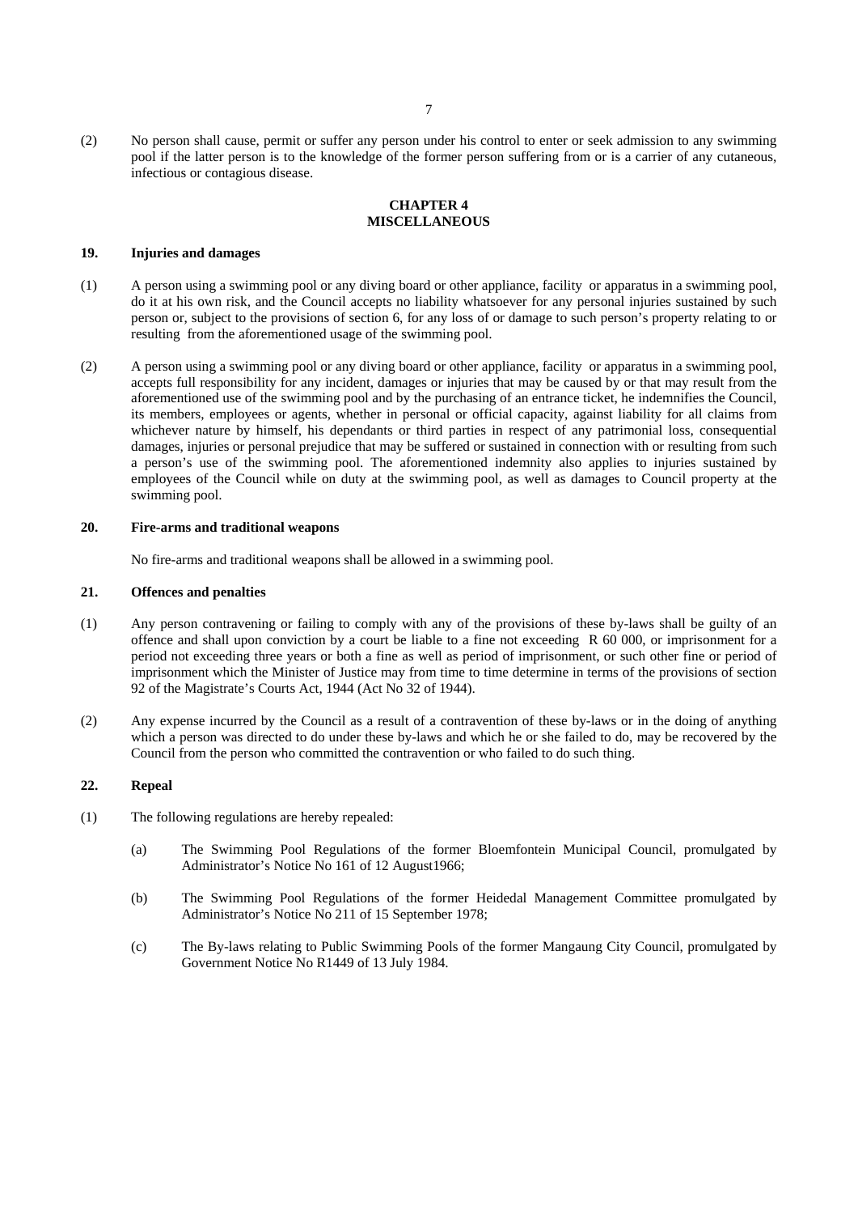(2) No person shall cause, permit or suffer any person under his control to enter or seek admission to any swimming pool if the latter person is to the knowledge of the former person suffering from or is a carrier of any cutaneous, infectious or contagious disease.

## CHAPTER 4
## MISCELLANEOUS

### 19. Injuries and damages

(1) A person using a swimming pool or any diving board or other appliance, facility or apparatus in a swimming pool, do it at his own risk, and the Council accepts no liability whatsoever for any personal injuries sustained by such person or, subject to the provisions of section 6, for any loss of or damage to such person's property relating to or resulting from the aforementioned usage of the swimming pool.

(2) A person using a swimming pool or any diving board or other appliance, facility or apparatus in a swimming pool, accepts full responsibility for any incident, damages or injuries that may be caused by or that may result from the aforementioned use of the swimming pool and by the purchasing of an entrance ticket, he indemnifies the Council, its members, employees or agents, whether in personal or official capacity, against liability for all claims from whichever nature by himself, his dependants or third parties in respect of any patrimonial loss, consequential damages, injuries or personal prejudice that may be suffered or sustained in connection with or resulting from such a person's use of the swimming pool. The aforementioned indemnity also applies to injuries sustained by employees of the Council while on duty at the swimming pool, as well as damages to Council property at the swimming pool.

### 20. Fire-arms and traditional weapons

No fire-arms and traditional weapons shall be allowed in a swimming pool.

### 21. Offences and penalties

(1) Any person contravening or failing to comply with any of the provisions of these by-laws shall be guilty of an offence and shall upon conviction by a court be liable to a fine not exceeding R 60 000, or imprisonment for a period not exceeding three years or both a fine as well as period of imprisonment, or such other fine or period of imprisonment which the Minister of Justice may from time to time determine in terms of the provisions of section 92 of the Magistrate's Courts Act, 1944 (Act No 32 of 1944).

(2) Any expense incurred by the Council as a result of a contravention of these by-laws or in the doing of anything which a person was directed to do under these by-laws and which he or she failed to do, may be recovered by the Council from the person who committed the contravention or who failed to do such thing.

### 22. Repeal

(1) The following regulations are hereby repealed:

(a) The Swimming Pool Regulations of the former Bloemfontein Municipal Council, promulgated by Administrator's Notice No 161 of 12 August1966;

(b) The Swimming Pool Regulations of the former Heidedal Management Committee promulgated by Administrator's Notice No 211 of 15 September 1978;

(c) The By-laws relating to Public Swimming Pools of the former Mangaung City Council, promulgated by Government Notice No R1449 of 13 July 1984.